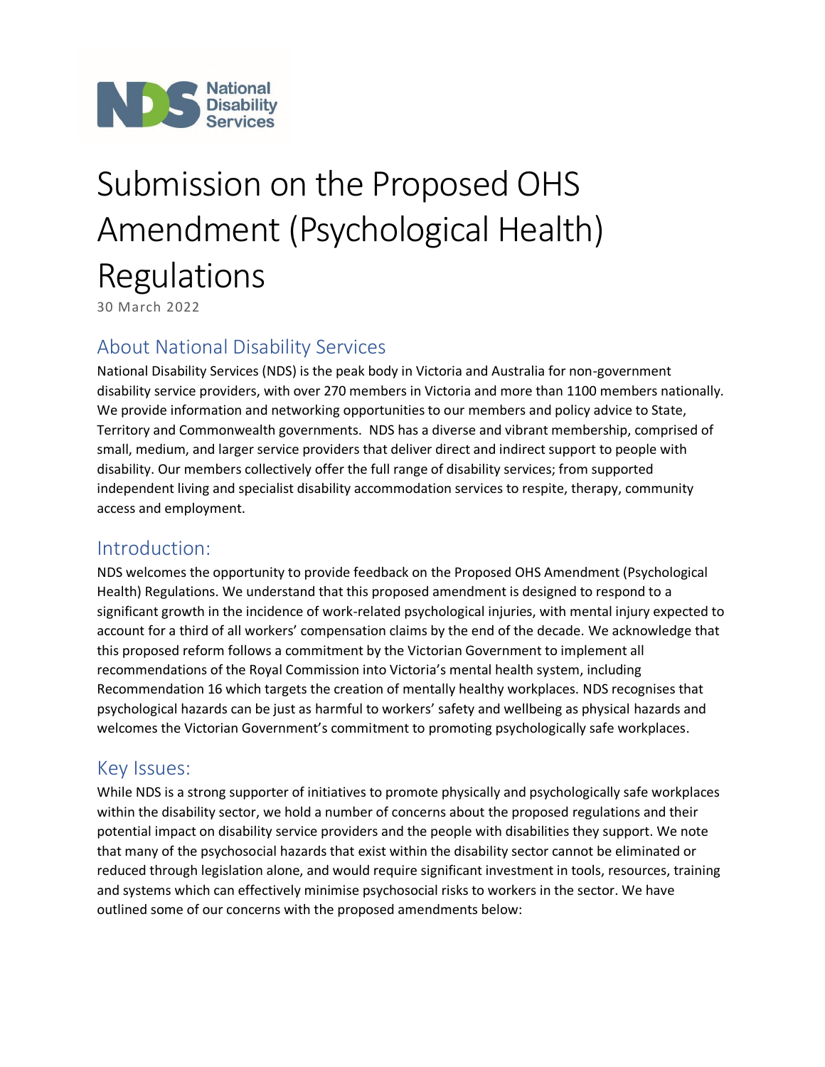# Submission on the Proposed OHS Amendment (Psychological Health) Regulations

30 March 2022

## About National Disability Services

National Disability Services (NDS) is the peak body in Victoria and Australia for non-government disability service providers, with over 270 members in Victoria and more than 1100 members nationally. We provide information and networking opportunities to our members and policy advice to State, Territory and Commonwealth governments. NDS has a diverse and vibrant membership, comprised of small, medium, and larger service providers that deliver direct and indirect support to people with disability. Our members collectively offer the full range of disability services; from supported independent living and specialist disability accommodation services to respite, therapy, community access and employment.

## Introduction:

NDS welcomes the opportunity to provide feedback on the Proposed OHS Amendment (Psychological Health) Regulations. We understand that this proposed amendment is designed to respond to a significant growth in the incidence of work-related psychological injuries, with mental injury expected to account for a third of all workers' compensation claims by the end of the decade. We acknowledge that this proposed reform follows a commitment by the Victorian Government to implement all recommendations of the Royal Commission into Victoria's mental health system, including Recommendation 16 which targets the creation of mentally healthy workplaces. NDS recognises that psychological hazards can be just as harmful to workers' safety and wellbeing as physical hazards and welcomes the Victorian Government's commitment to promoting psychologically safe workplaces.

## Key Issues:

While NDS is a strong supporter of initiatives to promote physically and psychologically safe workplaces within the disability sector, we hold a number of concerns about the proposed regulations and their potential impact on disability service providers and the people with disabilities they support. We note that many of the psychosocial hazards that exist within the disability sector cannot be eliminated or reduced through legislation alone, and would require significant investment in tools, resources, training and systems which can effectively minimise psychosocial risks to workers in the sector. We have outlined some of our concerns with the proposed amendments below: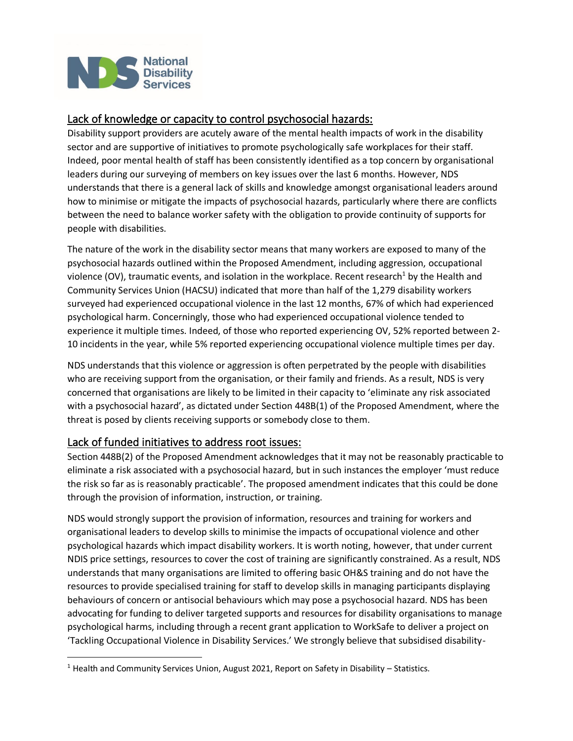## Lack of knowledge or capacity to control psychosocial hazards:

Disability support providers are acutely aware of the mental health impacts of work in the disability sector and are supportive of initiatives to promote psychologically safe workplaces for their staff. Indeed, poor mental health of staff has been consistently identified as a top concern by organisational leaders during our surveying of members on key issues over the last 6 months. However, NDS understands that there is a general lack of skills and knowledge amongst organisational leaders around how to minimise or mitigate the impacts of psychosocial hazards, particularly where there are conflicts between the need to balance worker safety with the obligation to provide continuity of supports for people with disabilities.

The nature of the work in the disability sector means that many workers are exposed to many of the psychosocial hazards outlined within the Proposed Amendment, including aggression, occupational violence (OV), traumatic events, and isolation in the workplace. Recent research[1] by the Health and Community Services Union (HACSU) indicated that more than half of the 1,279 disability workers surveyed had experienced occupational violence in the last 12 months, 67% of which had experienced psychological harm. Concerningly, those who had experienced occupational violence tended to experience it multiple times. Indeed, of those who reported experiencing OV, 52% reported between 2-10 incidents in the year, while 5% reported experiencing occupational violence multiple times per day.

NDS understands that this violence or aggression is often perpetrated by the people with disabilities who are receiving support from the organisation, or their family and friends. As a result, NDS is very concerned that organisations are likely to be limited in their capacity to 'eliminate any risk associated with a psychosocial hazard', as dictated under Section 448B(1) of the Proposed Amendment, where the threat is posed by clients receiving supports or somebody close to them.

## Lack of funded initiatives to address root issues:

Section 448B(2) of the Proposed Amendment acknowledges that it may not be reasonably practicable to eliminate a risk associated with a psychosocial hazard, but in such instances the employer 'must reduce the risk so far as is reasonably practicable'. The proposed amendment indicates that this could be done through the provision of information, instruction, or training.

NDS would strongly support the provision of information, resources and training for workers and organisational leaders to develop skills to minimise the impacts of occupational violence and other psychological hazards which impact disability workers. It is worth noting, however, that under current NDIS price settings, resources to cover the cost of training are significantly constrained. As a result, NDS understands that many organisations are limited to offering basic OH&S training and do not have the resources to provide specialised training for staff to develop skills in managing participants displaying behaviours of concern or antisocial behaviours which may pose a psychosocial hazard. NDS has been advocating for funding to deliver targeted supports and resources for disability organisations to manage psychological harms, including through a recent grant application to WorkSafe to deliver a project on 'Tackling Occupational Violence in Disability Services.' We strongly believe that subsidised disability-

[1] Health and Community Services Union, August 2021, Report on Safety in Disability – Statistics.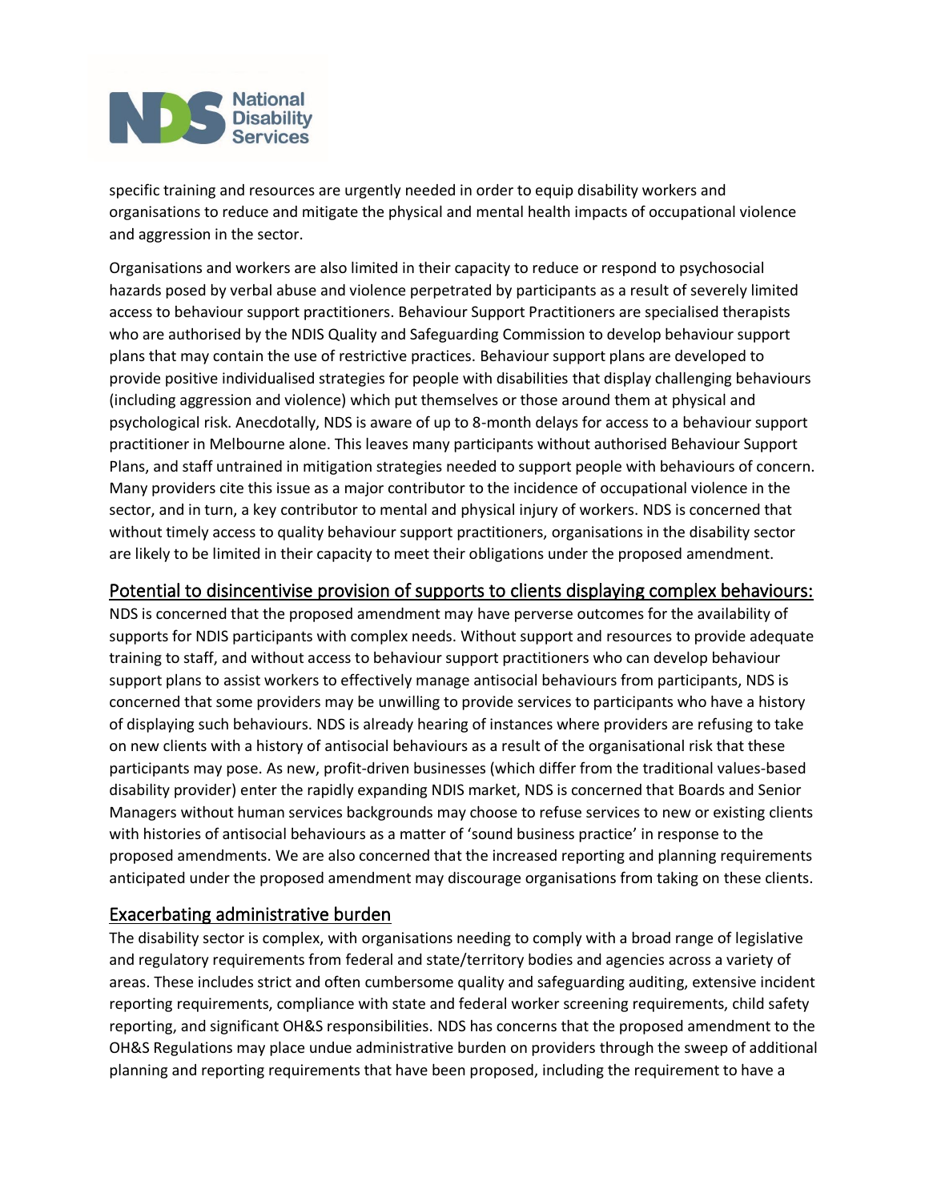specific training and resources are urgently needed in order to equip disability workers and organisations to reduce and mitigate the physical and mental health impacts of occupational violence and aggression in the sector.

Organisations and workers are also limited in their capacity to reduce or respond to psychosocial hazards posed by verbal abuse and violence perpetrated by participants as a result of severely limited access to behaviour support practitioners. Behaviour Support Practitioners are specialised therapists who are authorised by the NDIS Quality and Safeguarding Commission to develop behaviour support plans that may contain the use of restrictive practices. Behaviour support plans are developed to provide positive individualised strategies for people with disabilities that display challenging behaviours (including aggression and violence) which put themselves or those around them at physical and psychological risk. Anecdotally, NDS is aware of up to 8-month delays for access to a behaviour support practitioner in Melbourne alone. This leaves many participants without authorised Behaviour Support Plans, and staff untrained in mitigation strategies needed to support people with behaviours of concern. Many providers cite this issue as a major contributor to the incidence of occupational violence in the sector, and in turn, a key contributor to mental and physical injury of workers. NDS is concerned that without timely access to quality behaviour support practitioners, organisations in the disability sector are likely to be limited in their capacity to meet their obligations under the proposed amendment.

## Potential to disincentivise provision of supports to clients displaying complex behaviours:

NDS is concerned that the proposed amendment may have perverse outcomes for the availability of supports for NDIS participants with complex needs. Without support and resources to provide adequate training to staff, and without access to behaviour support practitioners who can develop behaviour support plans to assist workers to effectively manage antisocial behaviours from participants, NDS is concerned that some providers may be unwilling to provide services to participants who have a history of displaying such behaviours. NDS is already hearing of instances where providers are refusing to take on new clients with a history of antisocial behaviours as a result of the organisational risk that these participants may pose. As new, profit-driven businesses (which differ from the traditional values-based disability provider) enter the rapidly expanding NDIS market, NDS is concerned that Boards and Senior Managers without human services backgrounds may choose to refuse services to new or existing clients with histories of antisocial behaviours as a matter of 'sound business practice' in response to the proposed amendments. We are also concerned that the increased reporting and planning requirements anticipated under the proposed amendment may discourage organisations from taking on these clients.

## Exacerbating administrative burden

The disability sector is complex, with organisations needing to comply with a broad range of legislative and regulatory requirements from federal and state/territory bodies and agencies across a variety of areas. These includes strict and often cumbersome quality and safeguarding auditing, extensive incident reporting requirements, compliance with state and federal worker screening requirements, child safety reporting, and significant OH&S responsibilities. NDS has concerns that the proposed amendment to the OH&S Regulations may place undue administrative burden on providers through the sweep of additional planning and reporting requirements that have been proposed, including the requirement to have a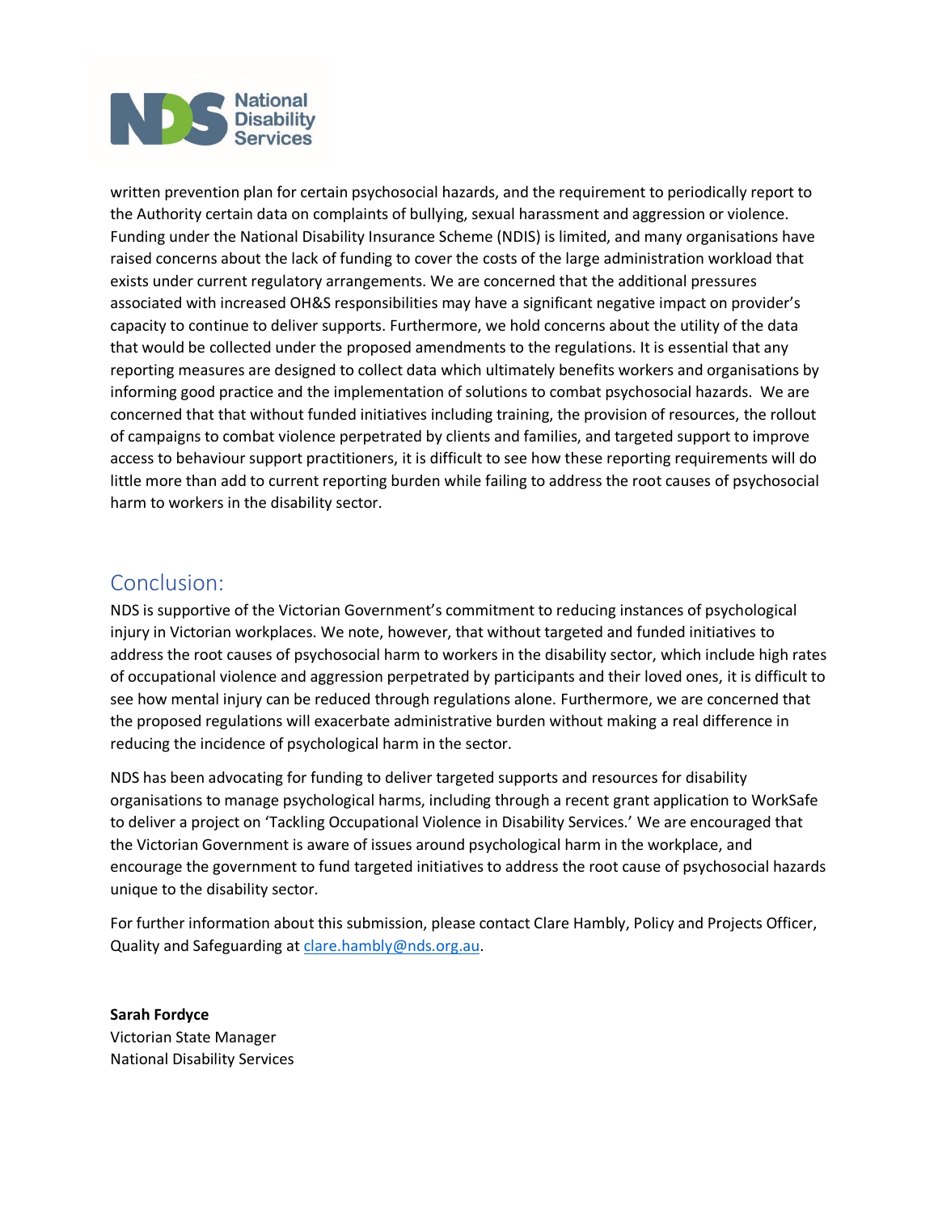written prevention plan for certain psychosocial hazards, and the requirement to periodically report to the Authority certain data on complaints of bullying, sexual harassment and aggression or violence. Funding under the National Disability Insurance Scheme (NDIS) is limited, and many organisations have raised concerns about the lack of funding to cover the costs of the large administration workload that exists under current regulatory arrangements. We are concerned that the additional pressures associated with increased OH&S responsibilities may have a significant negative impact on provider's capacity to continue to deliver supports. Furthermore, we hold concerns about the utility of the data that would be collected under the proposed amendments to the regulations. It is essential that any reporting measures are designed to collect data which ultimately benefits workers and organisations by informing good practice and the implementation of solutions to combat psychosocial hazards. We are concerned that that without funded initiatives including training, the provision of resources, the rollout of campaigns to combat violence perpetrated by clients and families, and targeted support to improve access to behaviour support practitioners, it is difficult to see how these reporting requirements will do little more than add to current reporting burden while failing to address the root causes of psychosocial harm to workers in the disability sector.

## Conclusion:

NDS is supportive of the Victorian Government's commitment to reducing instances of psychological injury in Victorian workplaces. We note, however, that without targeted and funded initiatives to address the root causes of psychosocial harm to workers in the disability sector, which include high rates of occupational violence and aggression perpetrated by participants and their loved ones, it is difficult to see how mental injury can be reduced through regulations alone. Furthermore, we are concerned that the proposed regulations will exacerbate administrative burden without making a real difference in reducing the incidence of psychological harm in the sector.

NDS has been advocating for funding to deliver targeted supports and resources for disability organisations to manage psychological harms, including through a recent grant application to WorkSafe to deliver a project on 'Tackling Occupational Violence in Disability Services.' We are encouraged that the Victorian Government is aware of issues around psychological harm in the workplace, and encourage the government to fund targeted initiatives to address the root cause of psychosocial hazards unique to the disability sector.

For further information about this submission, please contact Clare Hambly, Policy and Projects Officer, Quality and Safeguarding at clare.hambly@nds.org.au.

**Sarah Fordyce**
Victorian State Manager
National Disability Services